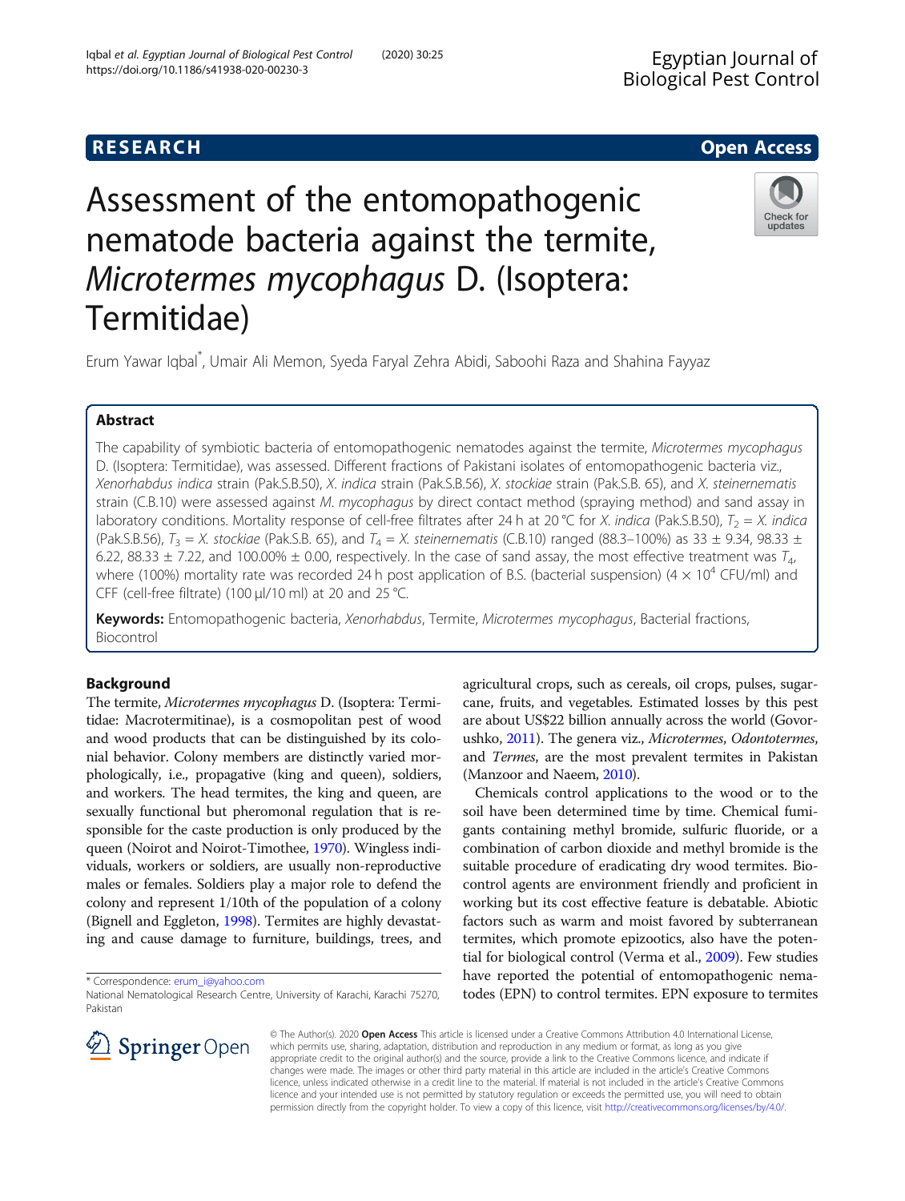RESEARCH

Open Access

# Assessment of the entomopathogenic nematode bacteria against the termite, *Microtermes mycophagus* D. (Isoptera: Termitidae)

Erum Yawar Iqbal*, Umair Ali Memon, Syeda Faryal Zehra Abidi, Saboohi Raza and Shahina Fayyaz

## Abstract

The capability of symbiotic bacteria of entomopathogenic nematodes against the termite, *Microtermes mycophagus* D. (Isoptera: Termitidae), was assessed. Different fractions of Pakistani isolates of entomopathogenic bacteria viz., *Xenorhabdus indica* strain (Pak.S.B.50), *X. indica* strain (Pak.S.B.56), *X. stockiae* strain (Pak.S.B. 65), and *X. steinernematis* strain (C.B.10) were assessed against *M. mycophagus* by direct contact method (spraying method) and sand assay in laboratory conditions. Mortality response of cell-free filtrates after 24 h at 20 °C for *X. indica* (Pak.S.B.50), $T_2$ = *X. indica* (Pak.S.B.56), $T_3$ = *X. stockiae* (Pak.S.B. 65), and $T_4$ = *X. steinernematis* (C.B.10) ranged (88.3–100%) as 33 ± 9.34, 98.33 ± 6.22, 88.33 ± 7.22, and 100.00% ± 0.00, respectively. In the case of sand assay, the most effective treatment was $T_4$, where (100%) mortality rate was recorded 24 h post application of B.S. (bacterial suspension) ($4 \times 10^4$ CFU/ml) and CFF (cell-free filtrate) (100 μl/10 ml) at 20 and 25 °C.

**Keywords:** Entomopathogenic bacteria, *Xenorhabdus*, Termite, *Microtermes mycophagus*, Bacterial fractions, Biocontrol

## Background

The termite, *Microtermes mycophagus* D. (Isoptera: Termitidae: Macrotermitinae), is a cosmopolitan pest of wood and wood products that can be distinguished by its colonial behavior. Colony members are distinctly varied morphologically, i.e., propagative (king and queen), soldiers, and workers. The head termites, the king and queen, are sexually functional but pheromonal regulation that is responsible for the caste production is only produced by the queen (Noirot and Noirot-Timothee, 1970). Wingless individuals, workers or soldiers, are usually non-reproductive males or females. Soldiers play a major role to defend the colony and represent 1/10th of the population of a colony (Bignell and Eggleton, 1998). Termites are highly devastating and cause damage to furniture, buildings, trees, and agricultural crops, such as cereals, oil crops, pulses, sugarcane, fruits, and vegetables. Estimated losses by this pest are about US$22 billion annually across the world (Govorushko, 2011). The genera viz., *Microtermes*, *Odontotermes*, and *Termes*, are the most prevalent termites in Pakistan (Manzoor and Naeem, 2010).

Chemicals control applications to the wood or to the soil have been determined time by time. Chemical fumigants containing methyl bromide, sulfuric fluoride, or a combination of carbon dioxide and methyl bromide is the suitable procedure of eradicating dry wood termites. Biocontrol agents are environment friendly and proficient in working but its cost effective feature is debatable. Abiotic factors such as warm and moist favored by subterranean termites, which promote epizootics, also have the potential for biological control (Verma et al., 2009). Few studies have reported the potential of entomopathogenic nematodes (EPN) to control termites. EPN exposure to termites

* Correspondence: erum_i@yahoo.com
National Nematological Research Centre, University of Karachi, Karachi 75270, Pakistan

© The Author(s). 2020 **Open Access** This article is licensed under a Creative Commons Attribution 4.0 International License, which permits use, sharing, adaptation, distribution and reproduction in any medium or format, as long as you give appropriate credit to the original author(s) and the source, provide a link to the Creative Commons licence, and indicate if changes were made. The images or other third party material in this article are included in the article's Creative Commons licence, unless indicated otherwise in a credit line to the material. If material is not included in the article's Creative Commons licence and your intended use is not permitted by statutory regulation or exceeds the permitted use, you will need to obtain permission directly from the copyright holder. To view a copy of this licence, visit http://creativecommons.org/licenses/by/4.0/.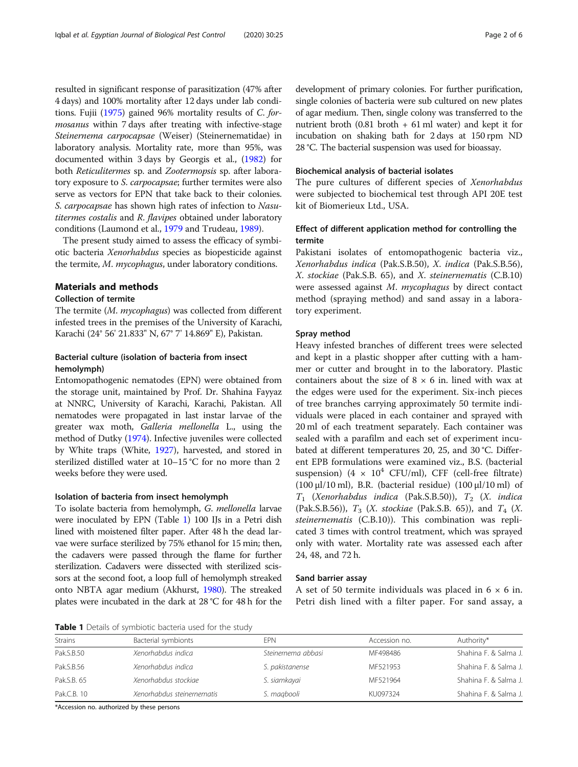resulted in significant response of parasitization (47% after 4 days) and 100% mortality after 12 days under lab conditions. Fujii (1975) gained 96% mortality results of *C. formosanus* within 7 days after treating with infective-stage *Steinernema carpocapsae* (Weiser) (Steinernematidae) in laboratory analysis. Mortality rate, more than 95%, was documented within 3 days by Georgis et al., (1982) for both *Reticulitermes* sp. and *Zootermopsis* sp. after laboratory exposure to *S. carpocapsae*; further termites were also serve as vectors for EPN that take back to their colonies. *S. carpocapsae* has shown high rates of infection to *Nasutitermes costalis* and *R. flavipes* obtained under laboratory conditions (Laumond et al., 1979 and Trudeau, 1989).

The present study aimed to assess the efficacy of symbiotic bacteria *Xenorhabdus* species as biopesticide against the termite, *M. mycophagus*, under laboratory conditions.

## Materials and methods

### Collection of termite

The termite (*M. mycophagus*) was collected from different infested trees in the premises of the University of Karachi, Karachi (24° 56' 21.833" N, 67° 7' 14.869" E), Pakistan.

### Bacterial culture (isolation of bacteria from insect hemolymph)

Entomopathogenic nematodes (EPN) were obtained from the storage unit, maintained by Prof. Dr. Shahina Fayyaz at NNRC, University of Karachi, Karachi, Pakistan. All nematodes were propagated in last instar larvae of the greater wax moth, *Galleria mellonella* L., using the method of Dutky (1974). Infective juveniles were collected by White traps (White, 1927), harvested, and stored in sterilized distilled water at 10–15 °C for no more than 2 weeks before they were used.

#### Isolation of bacteria from insect hemolymph

To isolate bacteria from hemolymph, *G. mellonella* larvae were inoculated by EPN (Table 1) 100 IJs in a Petri dish lined with moistened filter paper. After 48 h the dead larvae were surface sterilized by 75% ethanol for 15 min; then, the cadavers were passed through the flame for further sterilization. Cadavers were dissected with sterilized scissors at the second foot, a loop full of hemolymph streaked onto NBTA agar medium (Akhurst, 1980). The streaked plates were incubated in the dark at 28 °C for 48 h for the development of primary colonies. For further purification, single colonies of bacteria were sub cultured on new plates of agar medium. Then, single colony was transferred to the nutrient broth (0.81 broth + 61 ml water) and kept it for incubation on shaking bath for 2 days at 150 rpm ND 28 °C. The bacterial suspension was used for bioassay.

### Biochemical analysis of bacterial isolates

The pure cultures of different species of *Xenorhabdus* were subjected to biochemical test through API 20E test kit of Biomerieux Ltd., USA.

### Effect of different application method for controlling the termite

Pakistani isolates of entomopathogenic bacteria viz., *Xenorhabdus indica* (Pak.S.B.50), *X. indica* (Pak.S.B.56), *X. stockiae* (Pak.S.B. 65), and *X. steinernematis* (C.B.10) were assessed against *M. mycophagus* by direct contact method (spraying method) and sand assay in a laboratory experiment.

### Spray method

Heavy infested branches of different trees were selected and kept in a plastic shopper after cutting with a hammer or cutter and brought in to the laboratory. Plastic containers about the size of 8 × 6 in. lined with wax at the edges were used for the experiment. Six-inch pieces of tree branches carrying approximately 50 termite individuals were placed in each container and sprayed with 20 ml of each treatment separately. Each container was sealed with a parafilm and each set of experiment incubated at different temperatures 20, 25, and 30 °C. Different EPB formulations were examined viz., B.S. (bacterial suspension) ($4 \times 10^4$ CFU/ml), CFF (cell-free filtrate) (100 μl/10 ml), B.R. (bacterial residue) (100 μl/10 ml) of $T_1$ (*Xenorhabdus indica* (Pak.S.B.50)), $T_2$ (*X. indica* (Pak.S.B.56)), $T_3$ (*X. stockiae* (Pak.S.B. 65)), and $T_4$ (*X. steinernematis* (C.B.10)). This combination was replicated 3 times with control treatment, which was sprayed only with water. Mortality rate was assessed each after 24, 48, and 72 h.

### Sand barrier assay

A set of 50 termite individuals was placed in 6 × 6 in. Petri dish lined with a filter paper. For sand assay, a

**Table 1** Details of symbiotic bacteria used for the study

| Strains | Bacterial symbionts | EPN | Accession no. | Authority* |
|---|---|---|---|---|
| Pak.S.B.50 | *Xenorhabdus indica* | *Steinernema abbasi* | MF498486 | Shahina F. & Salma J. |
| Pak.S.B.56 | *Xenorhabdus indica* | *S. pakistanense* | MF521953 | Shahina F. & Salma J. |
| Pak.S.B. 65 | *Xenorhabdus stockiae* | *S. siamkayai* | MF521964 | Shahina F. & Salma J. |
| Pak.C.B. 10 | *Xenorhabdus steinernematis* | *S. maqbooli* | KU097324 | Shahina F. & Salma J. |

*Accession no. authorized by these persons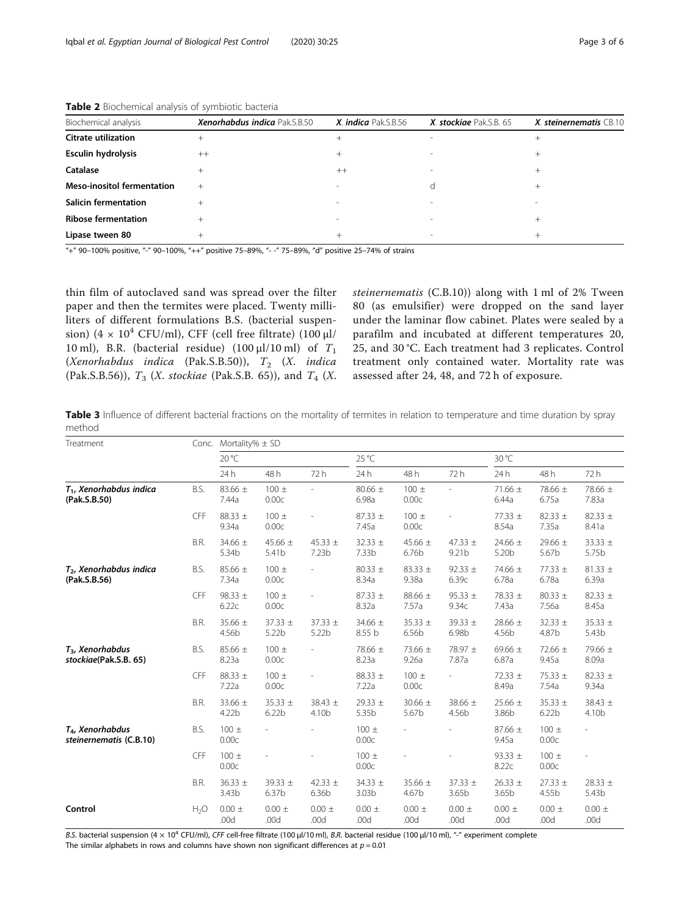**Table 2** Biochemical analysis of symbiotic bacteria

| Biochemical analysis | ***Xenorhabdus indica*** **Pak.S.B.50** | ***X. indica*** **Pak.S.B.56** | ***X. stockiae*** **Pak.S.B. 65** | ***X. steinernematis*** **CB.10** |
|---|---|---|---|---|
| **Citrate utilization** | + | + | - | + |
| **Esculin hydrolysis** | ++ | + | - | + |
| **Catalase** | + | ++ | - | + |
| **Meso-inositol fermentation** | + | - | d | + |
| **Salicin fermentation** | + | - | - | - |
| **Ribose fermentation** | + | - | - | + |
| **Lipase tween 80** | + | + | - | + |

"+" 90–100% positive, "-" 90–100%, "++" positive 75–89%, "- -" 75–89%, "d" positive 25–74% of strains

thin film of autoclaved sand was spread over the filter paper and then the termites were placed. Twenty milliliters of different formulations B.S. (bacterial suspension) ($4 \times 10^4$ CFU/ml), CFF (cell free filtrate) (100 μl/10 ml), B.R. (bacterial residue) (100 μl/10 ml) of $T_1$ (*Xenorhabdus indica* (Pak.S.B.50)), $T_2$ (*X. indica* (Pak.S.B.56)), $T_3$ (*X. stockiae* (Pak.S.B. 65)), and $T_4$ (*X. steinernematis* (C.B.10)) along with 1 ml of 2% Tween 80 (as emulsifier) were dropped on the sand layer under the laminar flow cabinet. Plates were sealed by a parafilm and incubated at different temperatures 20, 25, and 30 °C. Each treatment had 3 replicates. Control treatment only contained water. Mortality rate was assessed after 24, 48, and 72 h of exposure.

**Table 3** Influence of different bacterial fractions on the mortality of termites in relation to temperature and time duration by spray method

| Treatment | Conc. | Mortality% ± SD | | | | | | | | |
|---|---|---|---|---|---|---|---|---|---|---|
| | | 20 °C | | | 25 °C | | | 30 °C | | |
| | | 24 h | 48 h | 72 h | 24 h | 48 h | 72 h | 24 h | 48 h | 72 h |
| ***$T_1$*, *Xenorhabdus indica* (Pak.S.B.50)** | B.S. | 83.66 ± 7.44a | 100 ± 0.00c | - | 80.66 ± 6.98a | 100 ± 0.00c | - | 71.66 ± 6.44a | 78.66 ± 6.75a | 78.66 ± 7.83a |
| | CFF | 88.33 ± 9.34a | 100 ± 0.00c | - | 87.33 ± 7.45a | 100 ± 0.00c | - | 77.33 ± 8.54a | 82.33 ± 7.35a | 82.33 ± 8.41a |
| | B.R. | 34.66 ± 5.34b | 45.66 ± 5.41b | 45.33 ± 7.23b | 32.33 ± 7.33b | 45.66 ± 6.76b | 47.33 ± 9.21b | 24.66 ± 5.20b | 29.66 ± 5.67b | 33.33 ± 5.75b |
| ***$T_2$*, *Xenorhabdus indica* (Pak.S.B.56)** | B.S. | 85.66 ± 7.34a | 100 ± 0.00c | - | 80.33 ± 8.34a | 83.33 ± 9.38a | 92.33 ± 6.39c | 74.66 ± 6.78a | 77.33 ± 6.78a | 81.33 ± 6.39a |
| | CFF | 98.33 ± 6.22c | 100 ± 0.00c | - | 87.33 ± 8.32a | 88.66 ± 7.57a | 95.33 ± 9.34c | 78.33 ± 7.43a | 80.33 ± 7.56a | 82.33 ± 8.45a |
| | B.R. | 35.66 ± 4.56b | 37.33 ± 5.22b | 37.33 ± 5.22b | 34.66 ± 8.55 b | 35.33 ± 6.56b | 39.33 ± 6.98b | 28.66 ± 4.56b | 32.33 ± 4.87b | 35.33 ± 5.43b |
| ***$T_3$*, *Xenorhabdus stockiae*(Pak.S.B. 65)** | B.S. | 85.66 ± 8.23a | 100 ± 0.00c | - | 78.66 ± 8.23a | 73.66 ± 9.26a | 78.97 ± 7.87a | 69.66 ± 6.87a | 72.66 ± 9.45a | 79.66 ± 8.09a |
| | CFF | 88.33 ± 7.22a | 100 ± 0.00c | - | 88.33 ± 7.22a | 100 ± 0.00c | - | 72.33 ± 8.49a | 75.33 ± 7.54a | 82.33 ± 9.34a |
| | B.R. | 33.66 ± 4.22b | 35.33 ± 6.22b | 38.43 ± 4.10b | 29.33 ± 5.35b | 30.66 ± 5.67b | 38.66 ± 4.56b | 25.66 ± 3.86b | 35.33 ± 6.22b | 38.43 ± 4.10b |
| ***$T_4$*, *Xenorhabdus steinernematis* (C.B.10)** | B.S. | 100 ± 0.00c | - | - | 100 ± 0.00c | - | - | 87.66 ± 9.45a | 100 ± 0.00c | - |
| | CFF | 100 ± 0.00c | - | - | 100 ± 0.00c | - | - | 93.33 ± 8.22c | 100 ± 0.00c | - |
| | B.R. | 36.33 ± 3.43b | 39.33 ± 6.37b | 42.33 ± 6.36b | 34.33 ± 3.03b | 35.66 ± 4.67b | 37.33 ± 3.65b | 26.33 ± 3.65b | 27.33 ± 4.55b | 28.33 ± 5.43b |
| **Control** | $H_2O$ | 0.00 ± .00d | 0.00 ± .00d | 0.00 ± .00d | 0.00 ± .00d | 0.00 ± .00d | 0.00 ± .00d | 0.00 ± .00d | 0.00 ± .00d | 0.00 ± .00d |

*B.S.* bacterial suspension ($4 \times 10^4$ CFU/ml), *CFF* cell-free filtrate (100 μl/10 ml), *B.R.* bacterial residue (100 μl/10 ml), "-" experiment complete
The similar alphabets in rows and columns have shown non significant differences at $p = 0.01$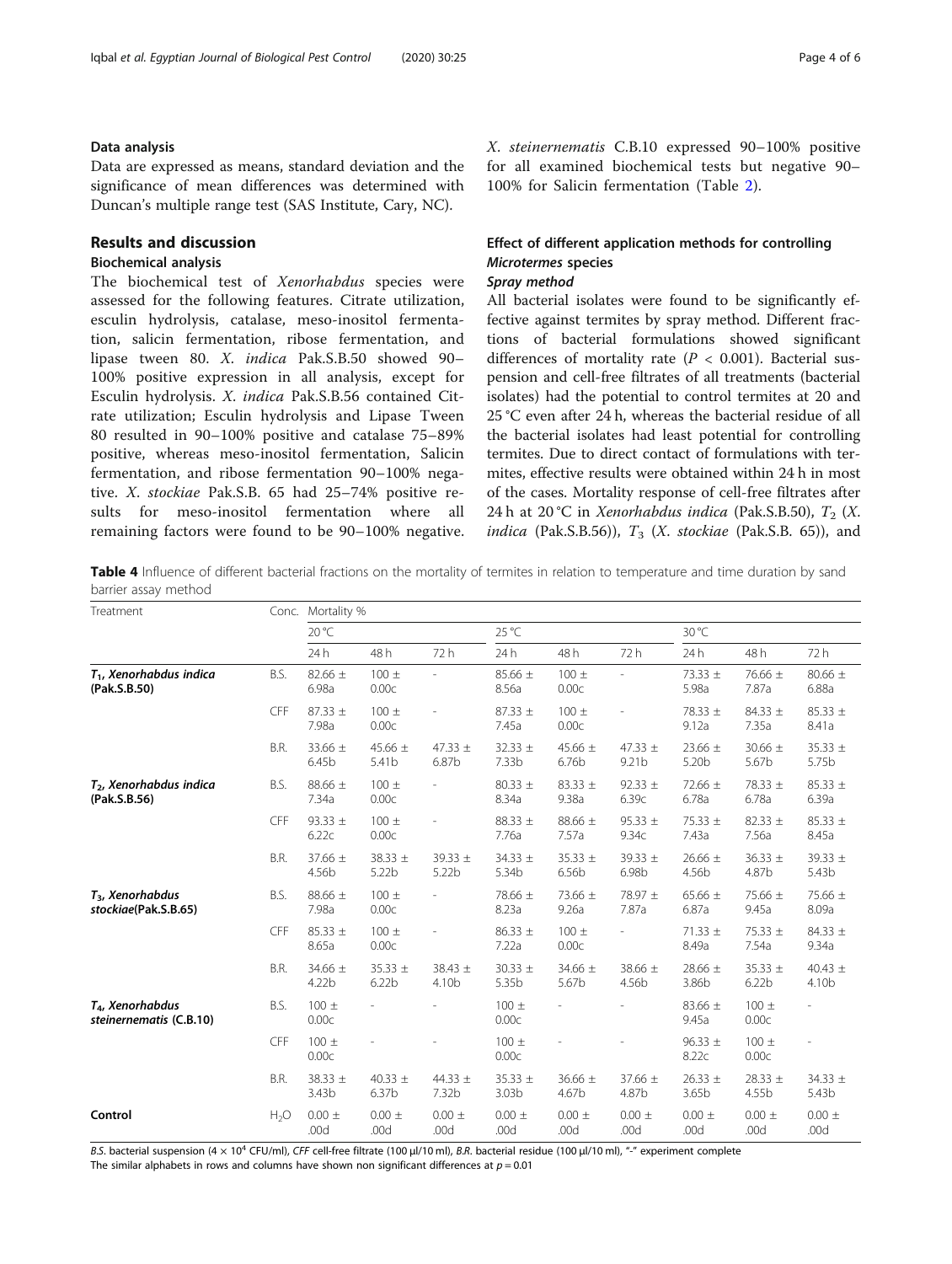### Data analysis

Data are expressed as means, standard deviation and the significance of mean differences was determined with Duncan's multiple range test (SAS Institute, Cary, NC).

## Results and discussion

### Biochemical analysis

The biochemical test of *Xenorhabdus* species were assessed for the following features. Citrate utilization, esculin hydrolysis, catalase, meso-inositol fermentation, salicin fermentation, ribose fermentation, and lipase tween 80. *X. indica* Pak.S.B.50 showed 90–100% positive expression in all analysis, except for Esculin hydrolysis. *X. indica* Pak.S.B.56 contained Citrate utilization; Esculin hydrolysis and Lipase Tween 80 resulted in 90–100% positive and catalase 75–89% positive, whereas meso-inositol fermentation, Salicin fermentation, and ribose fermentation 90–100% negative. *X. stockiae* Pak.S.B. 65 had 25–74% positive results for meso-inositol fermentation where all remaining factors were found to be 90–100% negative. *X. steinernematis* C.B.10 expressed 90–100% positive for all examined biochemical tests but negative 90–100% for Salicin fermentation (Table 2).

### Effect of different application methods for controlling *Microtermes* species

#### *Spray method*

All bacterial isolates were found to be significantly effective against termites by spray method. Different fractions of bacterial formulations showed significant differences of mortality rate ($P < 0.001$). Bacterial suspension and cell-free filtrates of all treatments (bacterial isolates) had the potential to control termites at 20 and 25 °C even after 24 h, whereas the bacterial residue of all the bacterial isolates had least potential for controlling termites. Due to direct contact of formulations with termites, effective results were obtained within 24 h in most of the cases. Mortality response of cell-free filtrates after 24 h at 20 °C in *Xenorhabdus indica* (Pak.S.B.50), $T_2$ (*X. indica* (Pak.S.B.56)), $T_3$ (*X. stockiae* (Pak.S.B. 65)), and

**Table 4** Influence of different bacterial fractions on the mortality of termites in relation to temperature and time duration by sand barrier assay method

| Treatment | Conc. | Mortality % | | | | | | | | |
|---|---|---|---|---|---|---|---|---|---|---|
| | | 20 °C | | | 25 °C | | | 30 °C | | |
| | | 24 h | 48 h | 72 h | 24 h | 48 h | 72 h | 24 h | 48 h | 72 h |
| **$T_1$, *Xenorhabdus indica* (Pak.S.B.50)** | B.S. | 82.66 ± 6.98a | 100 ± 0.00c | - | 85.66 ± 8.56a | 100 ± 0.00c | - | 73.33 ± 5.98a | 76.66 ± 7.87a | 80.66 ± 6.88a |
| | CFF | 87.33 ± 7.98a | 100 ± 0.00c | - | 87.33 ± 7.45a | 100 ± 0.00c | - | 78.33 ± 9.12a | 84.33 ± 7.35a | 85.33 ± 8.41a |
| | B.R. | 33.66 ± 6.45b | 45.66 ± 5.41b | 47.33 ± 6.87b | 32.33 ± 7.33b | 45.66 ± 6.76b | 47.33 ± 9.21b | 23.66 ± 5.20b | 30.66 ± 5.67b | 35.33 ± 5.75b |
| **$T_2$, *Xenorhabdus indica* (Pak.S.B.56)** | B.S. | 88.66 ± 7.34a | 100 ± 0.00c | - | 80.33 ± 8.34a | 83.33 ± 9.38a | 92.33 ± 6.39c | 72.66 ± 6.78a | 78.33 ± 6.78a | 85.33 ± 6.39a |
| | CFF | 93.33 ± 6.22c | 100 ± 0.00c | - | 88.33 ± 7.76a | 88.66 ± 7.57a | 95.33 ± 9.34c | 75.33 ± 7.43a | 82.33 ± 7.56a | 85.33 ± 8.45a |
| | B.R. | 37.66 ± 4.56b | 38.33 ± 5.22b | 39.33 ± 5.22b | 34.33 ± 5.34b | 35.33 ± 6.56b | 39.33 ± 6.98b | 26.66 ± 4.56b | 36.33 ± 4.87b | 39.33 ± 5.43b |
| **$T_3$, *Xenorhabdus stockiae*(Pak.S.B.65)** | B.S. | 88.66 ± 7.98a | 100 ± 0.00c | - | 78.66 ± 8.23a | 73.66 ± 9.26a | 78.97 ± 7.87a | 65.66 ± 6.87a | 75.66 ± 9.45a | 75.66 ± 8.09a |
| | CFF | 85.33 ± 8.65a | 100 ± 0.00c | - | 86.33 ± 7.22a | 100 ± 0.00c | - | 71.33 ± 8.49a | 75.33 ± 7.54a | 84.33 ± 9.34a |
| | B.R. | 34.66 ± 4.22b | 35.33 ± 6.22b | 38.43 ± 4.10b | 30.33 ± 5.35b | 34.66 ± 5.67b | 38.66 ± 4.56b | 28.66 ± 3.86b | 35.33 ± 6.22b | 40.43 ± 4.10b |
| **$T_4$, *Xenorhabdus steinernematis* (C.B.10)** | B.S. | 100 ± 0.00c | - | - | 100 ± 0.00c | - | - | 83.66 ± 9.45a | 100 ± 0.00c | - |
| | CFF | 100 ± 0.00c | - | - | 100 ± 0.00c | - | - | 96.33 ± 8.22c | 100 ± 0.00c | - |
| | B.R. | 38.33 ± 3.43b | 40.33 ± 6.37b | 44.33 ± 7.32b | 35.33 ± 3.03b | 36.66 ± 4.67b | 37.66 ± 4.87b | 26.33 ± 3.65b | 28.33 ± 4.55b | 34.33 ± 5.43b |
| **Control** | $H_2O$ | 0.00 ± .00d | 0.00 ± .00d | 0.00 ± .00d | 0.00 ± .00d | 0.00 ± .00d | 0.00 ± .00d | 0.00 ± .00d | 0.00 ± .00d | 0.00 ± .00d |

*B.S.* bacterial suspension ($4 \times 10^4$ CFU/ml), *CFF* cell-free filtrate (100 μl/10 ml), *B.R.* bacterial residue (100 μl/10 ml), "-" experiment complete
The similar alphabets in rows and columns have shown non significant differences at $p = 0.01$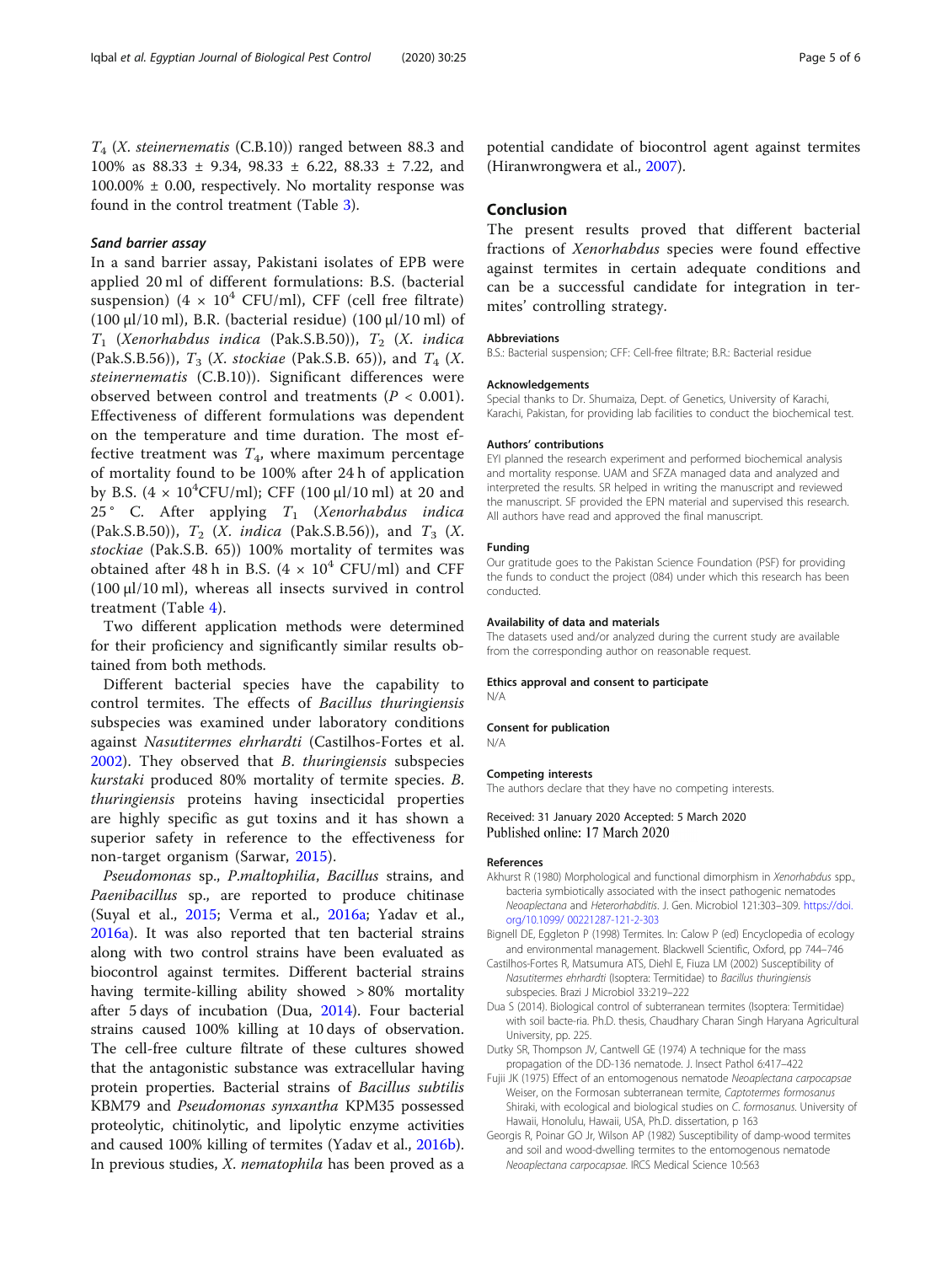$T_4$ (*X. steinernematis* (C.B.10)) ranged between 88.3 and 100% as 88.33 ± 9.34, 98.33 ± 6.22, 88.33 ± 7.22, and 100.00% ± 0.00, respectively. No mortality response was found in the control treatment (Table 3).

### *Sand barrier assay*

In a sand barrier assay, Pakistani isolates of EPB were applied 20 ml of different formulations: B.S. (bacterial suspension) ($4 \times 10^4$ CFU/ml), CFF (cell free filtrate) (100 μl/10 ml), B.R. (bacterial residue) (100 μl/10 ml) of $T_1$ (*Xenorhabdus indica* (Pak.S.B.50)), $T_2$ (*X. indica* (Pak.S.B.56)), $T_3$ (*X. stockiae* (Pak.S.B. 65)), and $T_4$ (*X. steinernematis* (C.B.10)). Significant differences were observed between control and treatments ($P < 0.001$). Effectiveness of different formulations was dependent on the temperature and time duration. The most effective treatment was $T_4$, where maximum percentage of mortality found to be 100% after 24 h of application by B.S. ($4 \times 10^4$CFU/ml); CFF (100 μl/10 ml) at 20 and 25 ° C. After applying $T_1$ (*Xenorhabdus indica* (Pak.S.B.50)), $T_2$ (*X. indica* (Pak.S.B.56)), and $T_3$ (*X. stockiae* (Pak.S.B. 65)) 100% mortality of termites was obtained after 48 h in B.S. ($4 \times 10^4$ CFU/ml) and CFF (100 μl/10 ml), whereas all insects survived in control treatment (Table 4).

Two different application methods were determined for their proficiency and significantly similar results obtained from both methods.

Different bacterial species have the capability to control termites. The effects of *Bacillus thuringiensis* subspecies was examined under laboratory conditions against *Nasutitermes ehrhardti* (Castilhos-Fortes et al. 2002). They observed that *B. thuringiensis* subspecies *kurstaki* produced 80% mortality of termite species. *B. thuringiensis* proteins having insecticidal properties are highly specific as gut toxins and it has shown a superior safety in reference to the effectiveness for non-target organism (Sarwar, 2015).

*Pseudomonas* sp., *P.maltophilia*, *Bacillus* strains, and *Paenibacillus* sp., are reported to produce chitinase (Suyal et al., 2015; Verma et al., 2016a; Yadav et al., 2016a). It was also reported that ten bacterial strains along with two control strains have been evaluated as biocontrol against termites. Different bacterial strains having termite-killing ability showed > 80% mortality after 5 days of incubation (Dua, 2014). Four bacterial strains caused 100% killing at 10 days of observation. The cell-free culture filtrate of these cultures showed that the antagonistic substance was extracellular having protein properties. Bacterial strains of *Bacillus subtilis* KBM79 and *Pseudomonas synxantha* KPM35 possessed proteolytic, chitinolytic, and lipolytic enzyme activities and caused 100% killing of termites (Yadav et al., 2016b). In previous studies, *X. nematophila* has been proved as a potential candidate of biocontrol agent against termites (Hiranwrongwera et al., 2007).

## Conclusion

The present results proved that different bacterial fractions of *Xenorhabdus* species were found effective against termites in certain adequate conditions and can be a successful candidate for integration in termites' controlling strategy.

#### Abbreviations

B.S.: Bacterial suspension; CFF: Cell-free filtrate; B.R.: Bacterial residue

#### Acknowledgements

Special thanks to Dr. Shumaiza, Dept. of Genetics, University of Karachi, Karachi, Pakistan, for providing lab facilities to conduct the biochemical test.

#### Authors' contributions

EYI planned the research experiment and performed biochemical analysis and mortality response. UAM and SFZA managed data and analyzed and interpreted the results. SR helped in writing the manuscript and reviewed the manuscript. SF provided the EPN material and supervised this research. All authors have read and approved the final manuscript.

#### Funding

Our gratitude goes to the Pakistan Science Foundation (PSF) for providing the funds to conduct the project (084) under which this research has been conducted.

#### Availability of data and materials

The datasets used and/or analyzed during the current study are available from the corresponding author on reasonable request.

#### Ethics approval and consent to participate

N/A

#### Consent for publication

N/A

#### Competing interests

The authors declare that they have no competing interests.

Received: 31 January 2020 Accepted: 5 March 2020
Published online: 17 March 2020

#### References

Akhurst R (1980) Morphological and functional dimorphism in *Xenorhabdus* spp., bacteria symbiotically associated with the insect pathogenic nematodes *Neoaplectana* and *Heterorhabditis*. J. Gen. Microbiol 121:303–309. https://doi.org/10.1099/ 00221287-121-2-303

Bignell DE, Eggleton P (1998) Termites. In: Calow P (ed) Encyclopedia of ecology and environmental management. Blackwell Scientific, Oxford, pp 744–746

Castilhos-Fortes R, Matsumura ATS, Diehl E, Fiuza LM (2002) Susceptibility of *Nasutitermes ehrhardti* (Isoptera: Termitidae) to *Bacillus thuringiensis* subspecies. Brazi J Microbiol 33:219–222

Dua S (2014). Biological control of subterranean termites (Isoptera: Termitidae) with soil bacte-ria. Ph.D. thesis, Chaudhary Charan Singh Haryana Agricultural University, pp. 225.

Dutky SR, Thompson JV, Cantwell GE (1974) A technique for the mass propagation of the DD-136 nematode. J. Insect Pathol 6:417–422

Fujii JK (1975) Effect of an entomogenous nematode *Neoaplectana carpocapsae* Weiser, on the Formosan subterranean termite, *Captotermes formosanus* Shiraki, with ecological and biological studies on *C. formosanus*. University of Hawaii, Honolulu, Hawaii, USA, Ph.D. dissertation, p 163

Georgis R, Poinar GO Jr, Wilson AP (1982) Susceptibility of damp-wood termites and soil and wood-dwelling termites to the entomogenous nematode *Neoaplectana carpocapsae*. IRCS Medical Science 10:563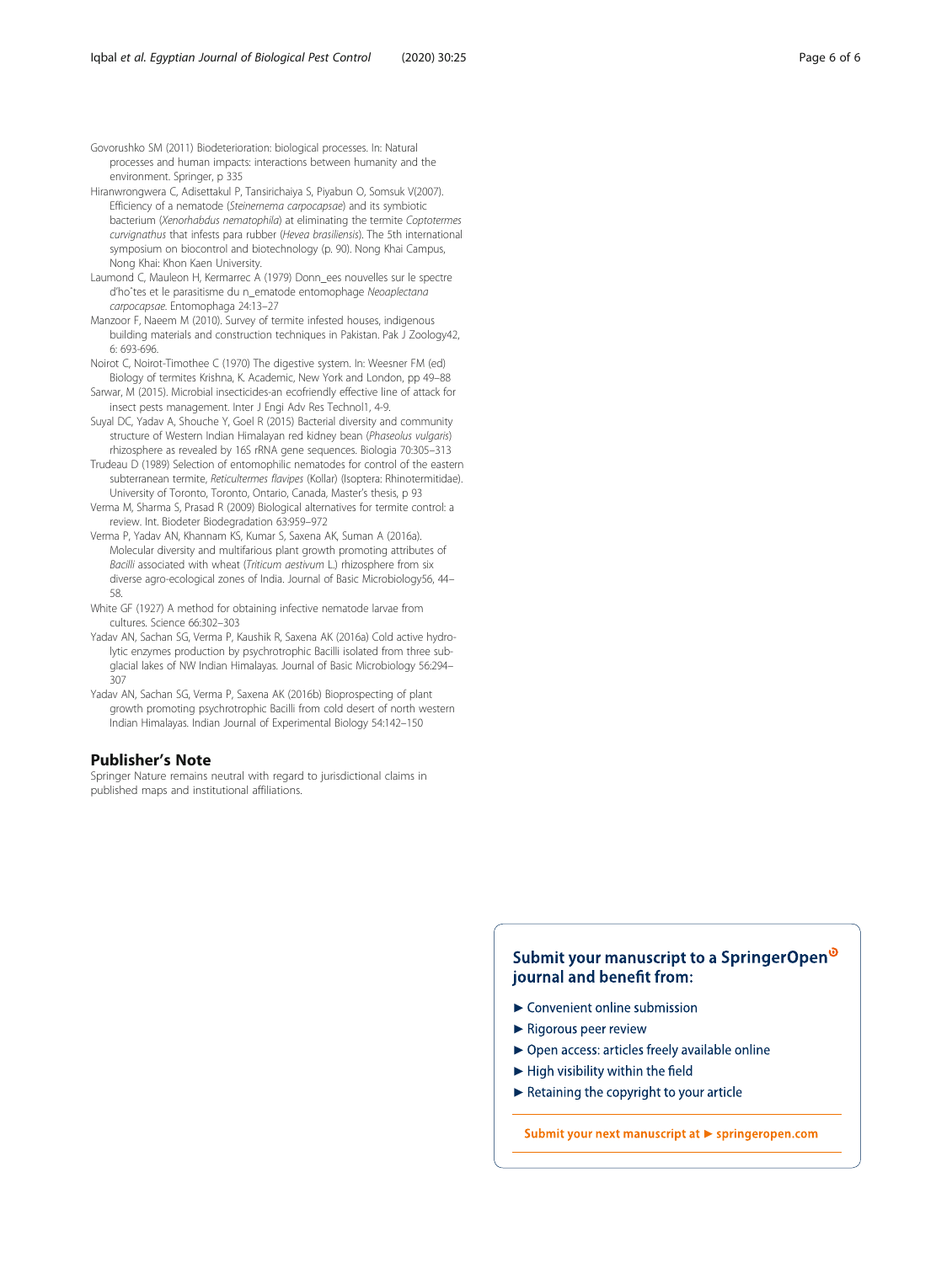Govorushko SM (2011) Biodeterioration: biological processes. In: Natural processes and human impacts: interactions between humanity and the environment. Springer, p 335

Hiranwrongwera C, Adisettakul P, Tansirichaiya S, Piyabun O, Somsuk V(2007). Efficiency of a nematode (*Steinernema carpocapsae*) and its symbiotic bacterium (*Xenorhabdus nematophila*) at eliminating the termite *Coptotermes curvignathus* that infests para rubber (*Hevea brasiliensis*). The 5th international symposium on biocontrol and biotechnology (p. 90). Nong Khai Campus, Nong Khai: Khon Kaen University.

Laumond C, Mauleon H, Kermarrec A (1979) Donn_ees nouvelles sur le spectre d'hoˆtes et le parasitisme du n_ematode entomophage *Neoaplectana carpocapsae*. Entomophaga 24:13–27

Manzoor F, Naeem M (2010). Survey of termite infested houses, indigenous building materials and construction techniques in Pakistan. Pak J Zoology42, 6: 693-696.

Noirot C, Noirot-Timothee C (1970) The digestive system. In: Weesner FM (ed) Biology of termites Krishna, K. Academic, New York and London, pp 49–88

Sarwar, M (2015). Microbial insecticides-an ecofriendly effective line of attack for insect pests management. Inter J Engi Adv Res Technol1, 4-9.

Suyal DC, Yadav A, Shouche Y, Goel R (2015) Bacterial diversity and community structure of Western Indian Himalayan red kidney bean (*Phaseolus vulgaris*) rhizosphere as revealed by 16S rRNA gene sequences. Biologia 70:305–313

Trudeau D (1989) Selection of entomophilic nematodes for control of the eastern subterranean termite, *Reticultermes flavipes* (Kollar) (Isoptera: Rhinotermitidae). University of Toronto, Toronto, Ontario, Canada, Master's thesis, p 93

Verma M, Sharma S, Prasad R (2009) Biological alternatives for termite control: a review. Int. Biodeter Biodegradation 63:959–972

Verma P, Yadav AN, Khannam KS, Kumar S, Saxena AK, Suman A (2016a). Molecular diversity and multifarious plant growth promoting attributes of *Bacilli* associated with wheat (*Triticum aestivum* L.) rhizosphere from six diverse agro-ecological zones of India. Journal of Basic Microbiology56, 44–58.

White GF (1927) A method for obtaining infective nematode larvae from cultures. Science 66:302–303

Yadav AN, Sachan SG, Verma P, Kaushik R, Saxena AK (2016a) Cold active hydrolytic enzymes production by psychrotrophic Bacilli isolated from three sub-glacial lakes of NW Indian Himalayas. Journal of Basic Microbiology 56:294–307

Yadav AN, Sachan SG, Verma P, Saxena AK (2016b) Bioprospecting of plant growth promoting psychrotrophic Bacilli from cold desert of north western Indian Himalayas. Indian Journal of Experimental Biology 54:142–150

## Publisher's Note

Springer Nature remains neutral with regard to jurisdictional claims in published maps and institutional affiliations.

**Submit your manuscript to a SpringerOpen journal and benefit from:**

- ► Convenient online submission
- ► Rigorous peer review
- ► Open access: articles freely available online
- ► High visibility within the field
- ► Retaining the copyright to your article

Submit your next manuscript at ► springeropen.com